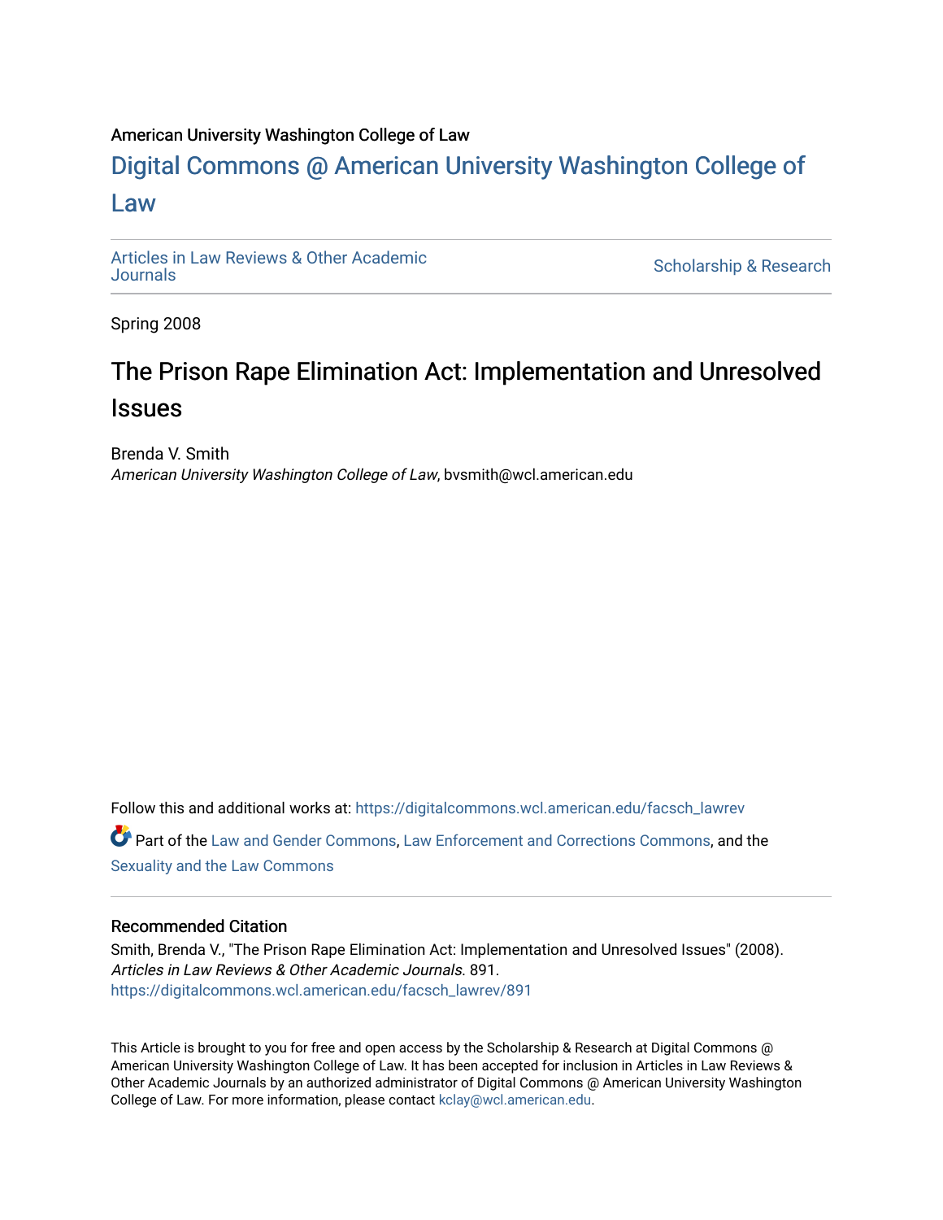American University Washington College of Law

# Digital Commons @ American University Washington College of Law

Articles in Law Reviews & Other Academic Journals

Scholarship & Research

Spring 2008

## The Prison Rape Elimination Act: Implementation and Unresolved Issues

Brenda V. Smith
*American University Washington College of Law*, bvsmith@wcl.american.edu

Follow this and additional works at: https://digitalcommons.wcl.american.edu/facsch_lawrev

Part of the Law and Gender Commons, Law Enforcement and Corrections Commons, and the Sexuality and the Law Commons

### Recommended Citation

Smith, Brenda V., "The Prison Rape Elimination Act: Implementation and Unresolved Issues" (2008). *Articles in Law Reviews & Other Academic Journals*. 891.
https://digitalcommons.wcl.american.edu/facsch_lawrev/891

This Article is brought to you for free and open access by the Scholarship & Research at Digital Commons @ American University Washington College of Law. It has been accepted for inclusion in Articles in Law Reviews & Other Academic Journals by an authorized administrator of Digital Commons @ American University Washington College of Law. For more information, please contact kclay@wcl.american.edu.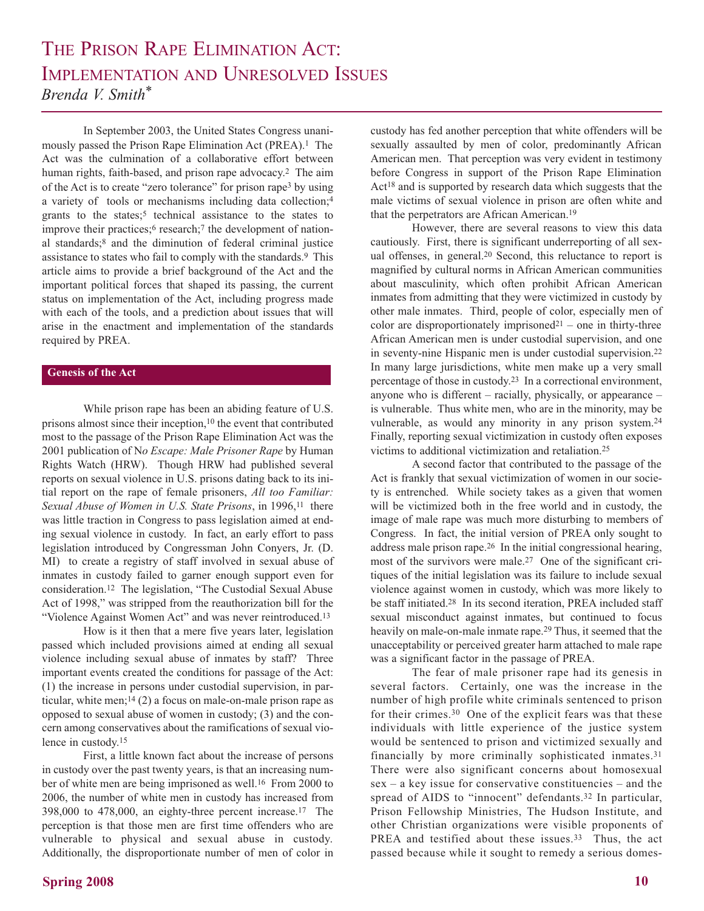# The Prison Rape Elimination Act: Implementation and Unresolved Issues

*Brenda V. Smith\**

In September 2003, the United States Congress unanimously passed the Prison Rape Elimination Act (PREA).[1] The Act was the culmination of a collaborative effort between human rights, faith-based, and prison rape advocacy.[2] The aim of the Act is to create "zero tolerance" for prison rape[3] by using a variety of tools or mechanisms including data collection;[4] grants to the states;[5] technical assistance to the states to improve their practices;[6] research;[7] the development of national standards;[8] and the diminution of federal criminal justice assistance to states who fail to comply with the standards.[9] This article aims to provide a brief background of the Act and the important political forces that shaped its passing, the current status on implementation of the Act, including progress made with each of the tools, and a prediction about issues that will arise in the enactment and implementation of the standards required by PREA.

## Genesis of the Act

While prison rape has been an abiding feature of U.S. prisons almost since their inception,[10] the event that contributed most to the passage of the Prison Rape Elimination Act was the 2001 publication of *No Escape: Male Prisoner Rape* by Human Rights Watch (HRW). Though HRW had published several reports on sexual violence in U.S. prisons dating back to its initial report on the rape of female prisoners, *All too Familiar: Sexual Abuse of Women in U.S. State Prisons*, in 1996,[11] there was little traction in Congress to pass legislation aimed at ending sexual violence in custody. In fact, an early effort to pass legislation introduced by Congressman John Conyers, Jr. (D. MI) to create a registry of staff involved in sexual abuse of inmates in custody failed to garner enough support even for consideration.[12] The legislation, "The Custodial Sexual Abuse Act of 1998," was stripped from the reauthorization bill for the "Violence Against Women Act" and was never reintroduced.[13]

How is it then that a mere five years later, legislation passed which included provisions aimed at ending all sexual violence including sexual abuse of inmates by staff? Three important events created the conditions for passage of the Act: (1) the increase in persons under custodial supervision, in particular, white men;[14] (2) a focus on male-on-male prison rape as opposed to sexual abuse of women in custody; (3) and the concern among conservatives about the ramifications of sexual violence in custody.[15]

First, a little known fact about the increase of persons in custody over the past twenty years, is that an increasing number of white men are being imprisoned as well.[16] From 2000 to 2006, the number of white men in custody has increased from 398,000 to 478,000, an eighty-three percent increase.[17] The perception is that those men are first time offenders who are vulnerable to physical and sexual abuse in custody. Additionally, the disproportionate number of men of color in custody has fed another perception that white offenders will be sexually assaulted by men of color, predominantly African American men. That perception was very evident in testimony before Congress in support of the Prison Rape Elimination Act[18] and is supported by research data which suggests that the male victims of sexual violence in prison are often white and that the perpetrators are African American.[19]

However, there are several reasons to view this data cautiously. First, there is significant underreporting of all sexual offenses, in general.[20] Second, this reluctance to report is magnified by cultural norms in African American communities about masculinity, which often prohibit African American inmates from admitting that they were victimized in custody by other male inmates. Third, people of color, especially men of color are disproportionately imprisoned[21] – one in thirty-three African American men is under custodial supervision, and one in seventy-nine Hispanic men is under custodial supervision.[22] In many large jurisdictions, white men make up a very small percentage of those in custody.[23] In a correctional environment, anyone who is different – racially, physically, or appearance – is vulnerable. Thus white men, who are in the minority, may be vulnerable, as would any minority in any prison system.[24] Finally, reporting sexual victimization in custody often exposes victims to additional victimization and retaliation.[25]

A second factor that contributed to the passage of the Act is frankly that sexual victimization of women in our society is entrenched. While society takes as a given that women will be victimized both in the free world and in custody, the image of male rape was much more disturbing to members of Congress. In fact, the initial version of PREA only sought to address male prison rape.[26] In the initial congressional hearing, most of the survivors were male.[27] One of the significant critiques of the initial legislation was its failure to include sexual violence against women in custody, which was more likely to be staff initiated.[28] In its second iteration, PREA included staff sexual misconduct against inmates, but continued to focus heavily on male-on-male inmate rape.[29] Thus, it seemed that the unacceptability or perceived greater harm attached to male rape was a significant factor in the passage of PREA.

The fear of male prisoner rape had its genesis in several factors. Certainly, one was the increase in the number of high profile white criminals sentenced to prison for their crimes.[30] One of the explicit fears was that these individuals with little experience of the justice system would be sentenced to prison and victimized sexually and financially by more criminally sophisticated inmates.[31] There were also significant concerns about homosexual sex – a key issue for conservative constituencies – and the spread of AIDS to "innocent" defendants.[32] In particular, Prison Fellowship Ministries, The Hudson Institute, and other Christian organizations were visible proponents of PREA and testified about these issues.[33] Thus, the act passed because while it sought to remedy a serious domes-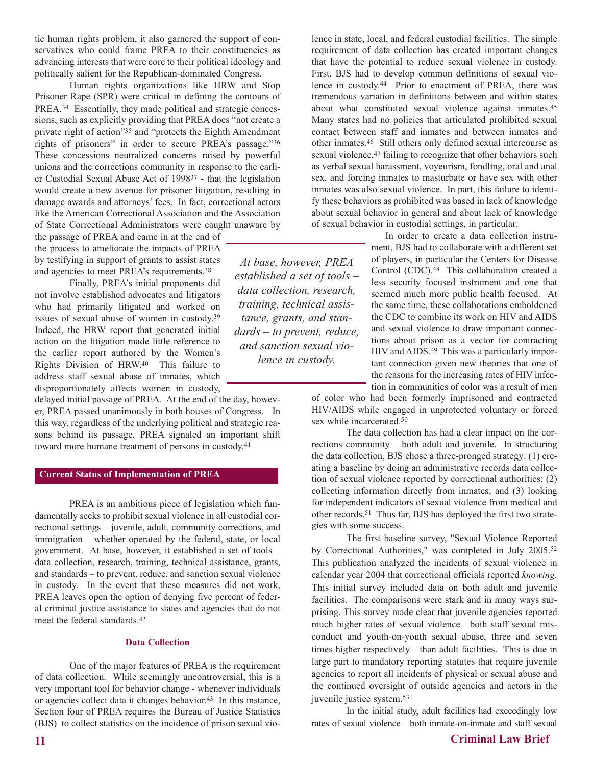tic human rights problem, it also garnered the support of conservatives who could frame PREA to their constituencies as advancing interests that were core to their political ideology and politically salient for the Republican-dominated Congress.

Human rights organizations like HRW and Stop Prisoner Rape (SPR) were critical in defining the contours of PREA.[34] Essentially, they made political and strategic concessions, such as explicitly providing that PREA does "not create a private right of action"[35] and "protects the Eighth Amendment rights of prisoners" in order to secure PREA's passage."[36] These concessions neutralized concerns raised by powerful unions and the corrections community in response to the earlier Custodial Sexual Abuse Act of 1998[37] - that the legislation would create a new avenue for prisoner litigation, resulting in damage awards and attorneys' fees. In fact, correctional actors like the American Correctional Association and the Association of State Correctional Administrators were caught unaware by the passage of PREA and came in at the end of the process to ameliorate the impacts of PREA by testifying in support of grants to assist states and agencies to meet PREA's requirements.[38]

Finally, PREA's initial proponents did not involve established advocates and litigators who had primarily litigated and worked on issues of sexual abuse of women in custody.[39] Indeed, the HRW report that generated initial action on the litigation made little reference to the earlier report authored by the Women's Rights Division of HRW.[40] This failure to address staff sexual abuse of inmates, which disproportionately affects women in custody, delayed initial passage of PREA. At the end of the day, however, PREA passed unanimously in both houses of Congress. In this way, regardless of the underlying political and strategic reasons behind its passage, PREA signaled an important shift toward more humane treatment of persons in custody.[41]

> *At base, however, PREA established a set of tools – data collection, research, training, technical assistance, grants, and standards – to prevent, reduce, and sanction sexual violence in custody.*

## Current Status of Implementation of PREA

PREA is an ambitious piece of legislation which fundamentally seeks to prohibit sexual violence in all custodial correctional settings – juvenile, adult, community corrections, and immigration – whether operated by the federal, state, or local government. At base, however, it established a set of tools – data collection, research, training, technical assistance, grants, and standards – to prevent, reduce, and sanction sexual violence in custody. In the event that these measures did not work, PREA leaves open the option of denying five percent of federal criminal justice assistance to states and agencies that do not meet the federal standards.[42]

### Data Collection

One of the major features of PREA is the requirement of data collection. While seemingly uncontroversial, this is a very important tool for behavior change - whenever individuals or agencies collect data it changes behavior.[43] In this instance, Section four of PREA requires the Bureau of Justice Statistics (BJS) to collect statistics on the incidence of prison sexual violence in state, local, and federal custodial facilities. The simple requirement of data collection has created important changes that have the potential to reduce sexual violence in custody. First, BJS had to develop common definitions of sexual violence in custody.[44] Prior to enactment of PREA, there was tremendous variation in definitions between and within states about what constituted sexual violence against inmates.[45] Many states had no policies that articulated prohibited sexual contact between staff and inmates and between inmates and other inmates.[46] Still others only defined sexual intercourse as sexual violence,[47] failing to recognize that other behaviors such as verbal sexual harassment, voyeurism, fondling, oral and anal sex, and forcing inmates to masturbate or have sex with other inmates was also sexual violence. In part, this failure to identify these behaviors as prohibited was based in lack of knowledge about sexual behavior in general and about lack of knowledge of sexual behavior in custodial settings, in particular.

In order to create a data collection instrument, BJS had to collaborate with a different set of players, in particular the Centers for Disease Control (CDC).[48] This collaboration created a less security focused instrument and one that seemed much more public health focused. At the same time, these collaborations emboldened the CDC to combine its work on HIV and AIDS and sexual violence to draw important connections about prison as a vector for contracting HIV and AIDS.[49] This was a particularly important connection given new theories that one of the reasons for the increasing rates of HIV infection in communities of color was a result of men of color who had been formerly imprisoned and contracted HIV/AIDS while engaged in unprotected voluntary or forced sex while incarcerated.[50]

The data collection has had a clear impact on the corrections community – both adult and juvenile. In structuring the data collection, BJS chose a three-pronged strategy: (1) creating a baseline by doing an administrative records data collection of sexual violence reported by correctional authorities; (2) collecting information directly from inmates; and (3) looking for independent indicators of sexual violence from medical and other records.[51] Thus far, BJS has deployed the first two strategies with some success.

The first baseline survey, "Sexual Violence Reported by Correctional Authorities," was completed in July 2005.[52] This publication analyzed the incidents of sexual violence in calendar year 2004 that correctional officials reported *knowing*. This initial survey included data on both adult and juvenile facilities. The comparisons were stark and in many ways surprising. This survey made clear that juvenile agencies reported much higher rates of sexual violence—both staff sexual misconduct and youth-on-youth sexual abuse, three and seven times higher respectively—than adult facilities. This is due in large part to mandatory reporting statutes that require juvenile agencies to report all incidents of physical or sexual abuse and the continued oversight of outside agencies and actors in the juvenile justice system.[53]

In the initial study, adult facilities had exceedingly low rates of sexual violence—both inmate-on-inmate and staff sexual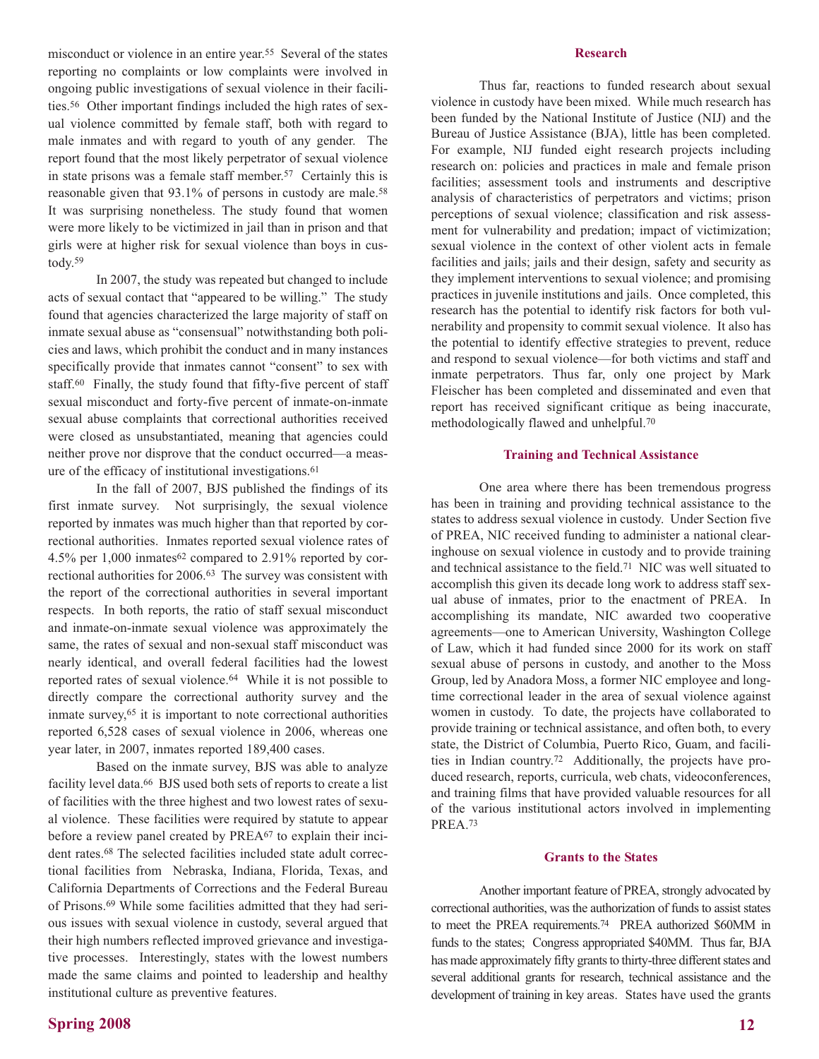misconduct or violence in an entire year.[55] Several of the states reporting no complaints or low complaints were involved in ongoing public investigations of sexual violence in their facilities.[56] Other important findings included the high rates of sexual violence committed by female staff, both with regard to male inmates and with regard to youth of any gender. The report found that the most likely perpetrator of sexual violence in state prisons was a female staff member.[57] Certainly this is reasonable given that 93.1% of persons in custody are male.[58] It was surprising nonetheless. The study found that women were more likely to be victimized in jail than in prison and that girls were at higher risk for sexual violence than boys in custody.[59]

In 2007, the study was repeated but changed to include acts of sexual contact that "appeared to be willing." The study found that agencies characterized the large majority of staff on inmate sexual abuse as "consensual" notwithstanding both policies and laws, which prohibit the conduct and in many instances specifically provide that inmates cannot "consent" to sex with staff.[60] Finally, the study found that fifty-five percent of staff sexual misconduct and forty-five percent of inmate-on-inmate sexual abuse complaints that correctional authorities received were closed as unsubstantiated, meaning that agencies could neither prove nor disprove that the conduct occurred—a measure of the efficacy of institutional investigations.[61]

In the fall of 2007, BJS published the findings of its first inmate survey. Not surprisingly, the sexual violence reported by inmates was much higher than that reported by correctional authorities. Inmates reported sexual violence rates of 4.5% per 1,000 inmates[62] compared to 2.91% reported by correctional authorities for 2006.[63] The survey was consistent with the report of the correctional authorities in several important respects. In both reports, the ratio of staff sexual misconduct and inmate-on-inmate sexual violence was approximately the same, the rates of sexual and non-sexual staff misconduct was nearly identical, and overall federal facilities had the lowest reported rates of sexual violence.[64] While it is not possible to directly compare the correctional authority survey and the inmate survey,[65] it is important to note correctional authorities reported 6,528 cases of sexual violence in 2006, whereas one year later, in 2007, inmates reported 189,400 cases.

Based on the inmate survey, BJS was able to analyze facility level data.[66] BJS used both sets of reports to create a list of facilities with the three highest and two lowest rates of sexual violence. These facilities were required by statute to appear before a review panel created by PREA[67] to explain their incident rates.[68] The selected facilities included state adult correctional facilities from Nebraska, Indiana, Florida, Texas, and California Departments of Corrections and the Federal Bureau of Prisons.[69] While some facilities admitted that they had serious issues with sexual violence in custody, several argued that their high numbers reflected improved grievance and investigative processes. Interestingly, states with the lowest numbers made the same claims and pointed to leadership and healthy institutional culture as preventive features.

### Research

Thus far, reactions to funded research about sexual violence in custody have been mixed. While much research has been funded by the National Institute of Justice (NIJ) and the Bureau of Justice Assistance (BJA), little has been completed. For example, NIJ funded eight research projects including research on: policies and practices in male and female prison facilities; assessment tools and instruments and descriptive analysis of characteristics of perpetrators and victims; prison perceptions of sexual violence; classification and risk assessment for vulnerability and predation; impact of victimization; sexual violence in the context of other violent acts in female facilities and jails; jails and their design, safety and security as they implement interventions to sexual violence; and promising practices in juvenile institutions and jails. Once completed, this research has the potential to identify risk factors for both vulnerability and propensity to commit sexual violence. It also has the potential to identify effective strategies to prevent, reduce and respond to sexual violence—for both victims and staff and inmate perpetrators. Thus far, only one project by Mark Fleischer has been completed and disseminated and even that report has received significant critique as being inaccurate, methodologically flawed and unhelpful.[70]

### Training and Technical Assistance

One area where there has been tremendous progress has been in training and providing technical assistance to the states to address sexual violence in custody. Under Section five of PREA, NIC received funding to administer a national clearinghouse on sexual violence in custody and to provide training and technical assistance to the field.[71] NIC was well situated to accomplish this given its decade long work to address staff sexual abuse of inmates, prior to the enactment of PREA. In accomplishing its mandate, NIC awarded two cooperative agreements—one to American University, Washington College of Law, which it had funded since 2000 for its work on staff sexual abuse of persons in custody, and another to the Moss Group, led by Anadora Moss, a former NIC employee and long-time correctional leader in the area of sexual violence against women in custody. To date, the projects have collaborated to provide training or technical assistance, and often both, to every state, the District of Columbia, Puerto Rico, Guam, and facilities in Indian country.[72] Additionally, the projects have produced research, reports, curricula, web chats, videoconferences, and training films that have provided valuable resources for all of the various institutional actors involved in implementing PREA.[73]

### Grants to the States

Another important feature of PREA, strongly advocated by correctional authorities, was the authorization of funds to assist states to meet the PREA requirements.[74] PREA authorized \$60MM in funds to the states; Congress appropriated \$40MM. Thus far, BJA has made approximately fifty grants to thirty-three different states and several additional grants for research, technical assistance and the development of training in key areas. States have used the grants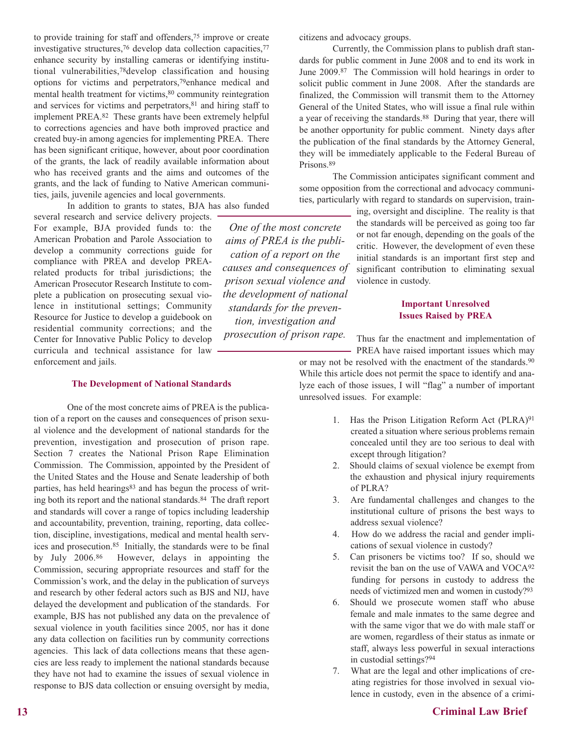to provide training for staff and offenders,[75] improve or create investigative structures,[76] develop data collection capacities,[77] enhance security by installing cameras or identifying institutional vulnerabilities,[78]develop classification and housing options for victims and perpetrators,[79]enhance medical and mental health treatment for victims,[80] community reintegration and services for victims and perpetrators,[81] and hiring staff to implement PREA.[82] These grants have been extremely helpful to corrections agencies and have both improved practice and created buy-in among agencies for implementing PREA. There has been significant critique, however, about poor coordination of the grants, the lack of readily available information about who has received grants and the aims and outcomes of the grants, and the lack of funding to Native American communities, jails, juvenile agencies and local governments.

In addition to grants to states, BJA has also funded several research and service delivery projects. For example, BJA provided funds to: the American Probation and Parole Association to develop a community corrections guide for compliance with PREA and develop PREA-related products for tribal jurisdictions; the American Prosecutor Research Institute to complete a publication on prosecuting sexual violence in institutional settings; Community Resource for Justice to develop a guidebook on residential community corrections; and the Center for Innovative Public Policy to develop curricula and technical assistance for law enforcement and jails.

### The Development of National Standards

One of the most concrete aims of PREA is the publication of a report on the causes and consequences of prison sexual violence and the development of national standards for the prevention, investigation and prosecution of prison rape. Section 7 creates the National Prison Rape Elimination Commission. The Commission, appointed by the President of the United States and the House and Senate leadership of both parties, has held hearings[83] and has begun the process of writing both its report and the national standards.[84] The draft report and standards will cover a range of topics including leadership and accountability, prevention, training, reporting, data collection, discipline, investigations, medical and mental health services and prosecution.[85] Initially, the standards were to be final by July 2006.[86] However, delays in appointing the Commission, securing appropriate resources and staff for the Commission's work, and the delay in the publication of surveys and research by other federal actors such as BJS and NIJ, have delayed the development and publication of the standards. For example, BJS has not published any data on the prevalence of sexual violence in youth facilities since 2005, nor has it done any data collection on facilities run by community corrections agencies. This lack of data collections means that these agencies are less ready to implement the national standards because they have not had to examine the issues of sexual violence in response to BJS data collection or ensuing oversight by media, citizens and advocacy groups.

Currently, the Commission plans to publish draft standards for public comment in June 2008 and to end its work in June 2009.[87] The Commission will hold hearings in order to solicit public comment in June 2008. After the standards are finalized, the Commission will transmit them to the Attorney General of the United States, who will issue a final rule within a year of receiving the standards.[88] During that year, there will be another opportunity for public comment. Ninety days after the publication of the final standards by the Attorney General, they will be immediately applicable to the Federal Bureau of Prisons.[89]

The Commission anticipates significant comment and some opposition from the correctional and advocacy communities, particularly with regard to standards on supervision, training, oversight and discipline. The reality is that the standards will be perceived as going too far or not far enough, depending on the goals of the critic. However, the development of even these initial standards is an important first step and significant contribution to eliminating sexual violence in custody.

*One of the most concrete aims of PREA is the publication of a report on the causes and consequences of prison sexual violence and the development of national standards for the prevention, investigation and prosecution of prison rape.*

### Important Unresolved Issues Raised by PREA

Thus far the enactment and implementation of PREA have raised important issues which may or may not be resolved with the enactment of the standards.[90] While this article does not permit the space to identify and analyze each of those issues, I will "flag" a number of important unresolved issues. For example:

1. Has the Prison Litigation Reform Act (PLRA)[91] created a situation where serious problems remain concealed until they are too serious to deal with except through litigation?
2. Should claims of sexual violence be exempt from the exhaustion and physical injury requirements of PLRA?
3. Are fundamental challenges and changes to the institutional culture of prisons the best ways to address sexual violence?
4. How do we address the racial and gender implications of sexual violence in custody?
5. Can prisoners be victims too? If so, should we revisit the ban on the use of VAWA and VOCA[92] funding for persons in custody to address the needs of victimized men and women in custody?[93]
6. Should we prosecute women staff who abuse female and male inmates to the same degree and with the same vigor that we do with male staff or are women, regardless of their status as inmate or staff, always less powerful in sexual interactions in custodial settings?[94]
7. What are the legal and other implications of creating registries for those involved in sexual violence in custody, even in the absence of a crimi-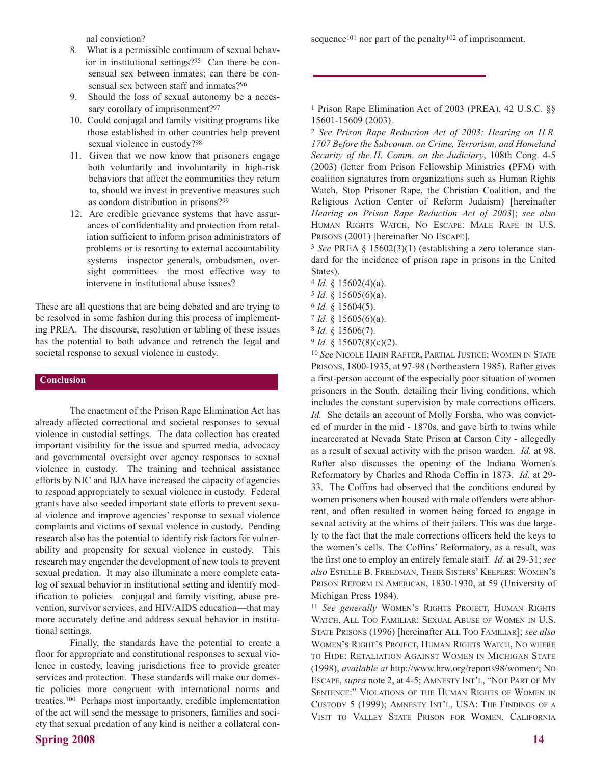nal conviction?

8. What is a permissible continuum of sexual behavior in institutional settings?[95] Can there be consensual sex between inmates; can there be consensual sex between staff and inmates?[96]
9. Should the loss of sexual autonomy be a necessary corollary of imprisonment?[97]
10. Could conjugal and family visiting programs like those established in other countries help prevent sexual violence in custody?[98]
11. Given that we now know that prisoners engage both voluntarily and involuntarily in high-risk behaviors that affect the communities they return to, should we invest in preventive measures such as condom distribution in prisons?[99]
12. Are credible grievance systems that have assurances of confidentiality and protection from retaliation sufficient to inform prison administrators of problems or is resorting to external accountability systems—inspector generals, ombudsmen, oversight committees—the most effective way to intervene in institutional abuse issues?

These are all questions that are being debated and are trying to be resolved in some fashion during this process of implementing PREA. The discourse, resolution or tabling of these issues has the potential to both advance and retrench the legal and societal response to sexual violence in custody.

## Conclusion

The enactment of the Prison Rape Elimination Act has already affected correctional and societal responses to sexual violence in custodial settings. The data collection has created important visibility for the issue and spurred media, advocacy and governmental oversight over agency responses to sexual violence in custody. The training and technical assistance efforts by NIC and BJA have increased the capacity of agencies to respond appropriately to sexual violence in custody. Federal grants have also seeded important state efforts to prevent sexual violence and improve agencies' response to sexual violence complaints and victims of sexual violence in custody. Pending research also has the potential to identify risk factors for vulnerability and propensity for sexual violence in custody. This research may engender the development of new tools to prevent sexual predation. It may also illuminate a more complete catalog of sexual behavior in institutional setting and identify modification to policies—conjugal and family visiting, abuse prevention, survivor services, and HIV/AIDS education—that may more accurately define and address sexual behavior in institutional settings.

Finally, the standards have the potential to create a floor for appropriate and constitutional responses to sexual violence in custody, leaving jurisdictions free to provide greater services and protection. These standards will make our domestic policies more congruent with international norms and treaties.[100] Perhaps most importantly, credible implementation of the act will send the message to prisoners, families and society that sexual predation of any kind is neither a collateral consequence[101] nor part of the penalty[102] of imprisonment.

---

[1] Prison Rape Elimination Act of 2003 (PREA), 42 U.S.C. §§ 15601-15609 (2003).

[2] *See Prison Rape Reduction Act of 2003: Hearing on H.R. 1707 Before the Subcomm. on Crime, Terrorism, and Homeland Security of the H. Comm. on the Judiciary*, 108th Cong. 4-5 (2003) (letter from Prison Fellowship Ministries (PFM) with coalition signatures from organizations such as Human Rights Watch, Stop Prisoner Rape, the Christian Coalition, and the Religious Action Center of Reform Judaism) [hereinafter *Hearing on Prison Rape Reduction Act of 2003*]; *see also* Human Rights Watch, No Escape: Male Rape in U.S. Prisons (2001) [hereinafter No Escape].

[3] *See* PREA § 15602(3)(1) (establishing a zero tolerance standard for the incidence of prison rape in prisons in the United States).

[4] *Id.* § 15602(4)(a).

[5] *Id.* § 15605(6)(a).

[6] *Id.* § 15604(5).

[7] *Id.* § 15605(6)(a).

[8] *Id.* § 15606(7).

[9] *Id.* § 15607(8)(c)(2).

[10] *See* Nicole Hahn Rafter, Partial Justice: Women in State Prisons, 1800-1935, at 97-98 (Northeastern 1985). Rafter gives a first-person account of the especially poor situation of women prisoners in the South, detailing their living conditions, which includes the constant supervision by male corrections officers. *Id.* She details an account of Molly Forsha, who was convicted of murder in the mid - 1870s, and gave birth to twins while incarcerated at Nevada State Prison at Carson City - allegedly as a result of sexual activity with the prison warden. *Id.* at 98. Rafter also discusses the opening of the Indiana Women's Reformatory by Charles and Rhoda Coffin in 1873. *Id.* at 29-33. The Coffins had observed that the conditions endured by women prisoners when housed with male offenders were abhorrent, and often resulted in women being forced to engage in sexual activity at the whims of their jailers. This was due largely to the fact that the male corrections officers held the keys to the women's cells. The Coffins' Reformatory, as a result, was the first one to employ an entirely female staff. *Id.* at 29-31; *see also* Estelle B. Freedman, Their Sisters' Keepers: Women's Prison Reform in American, 1830-1930, at 59 (University of Michigan Press 1984).

[11] *See generally* Women's Rights Project, Human Rights Watch, All Too Familiar: Sexual Abuse of Women in U.S. State Prisons (1996) [hereinafter All Too Familiar]; *see also* Women's Right's Project, Human Rights Watch, No where to Hide: Retaliation Against Women in Michigan State (1998), *available at* http://www.hrw.org/reports98/women/; No Escape, *supra* note 2, at 4-5; Amnesty Int'l, "Not Part of My Sentence:" Violations of the Human Rights of Women in Custody 5 (1999); Amnesty Int'l, USA: The Findings of a Visit to Valley State Prison for Women, California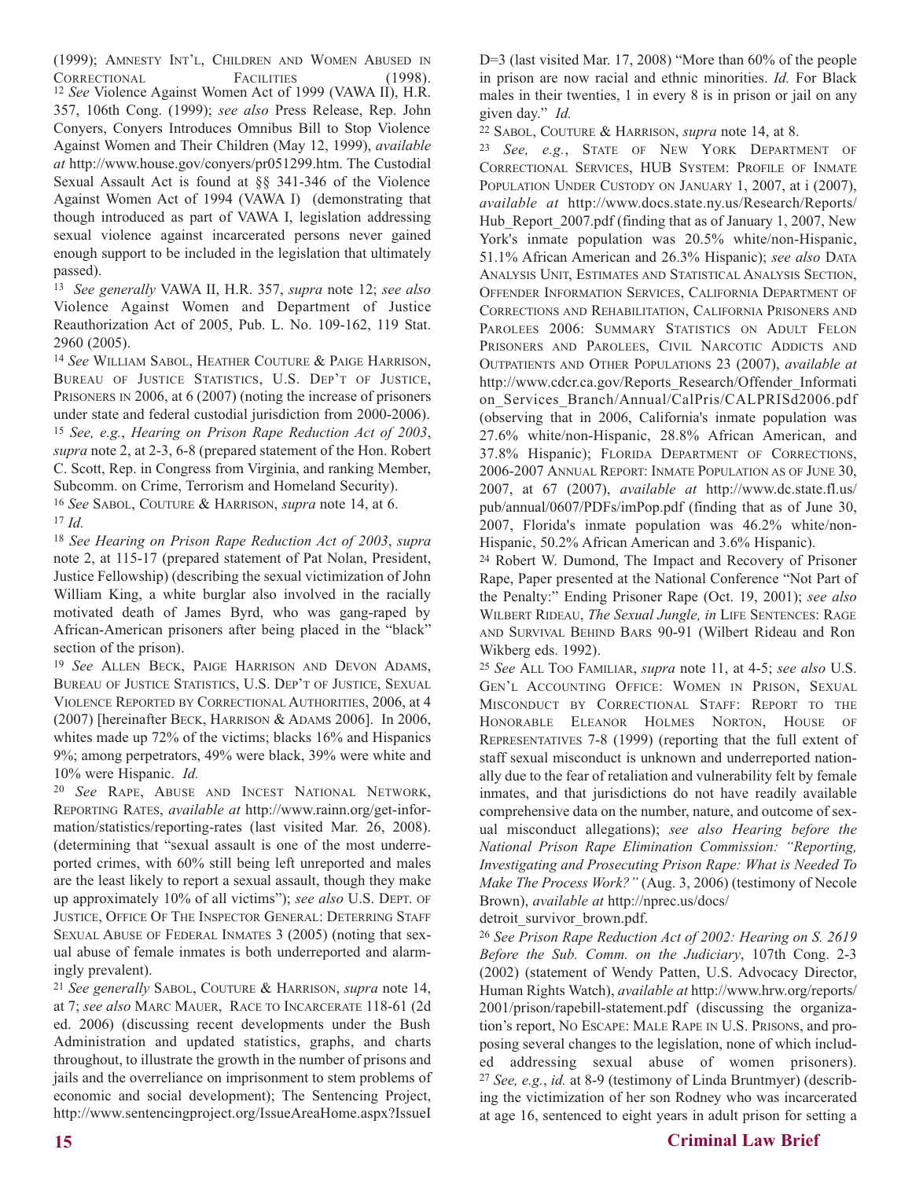(1999); AMNESTY INT'L, CHILDREN AND WOMEN ABUSED IN CORRECTIONAL FACILITIES (1998).

[12] *See* Violence Against Women Act of 1999 (VAWA II), H.R. 357, 106th Cong. (1999); *see also* Press Release, Rep. John Conyers, Conyers Introduces Omnibus Bill to Stop Violence Against Women and Their Children (May 12, 1999), *available at* http://www.house.gov/conyers/pr051299.htm. The Custodial Sexual Assault Act is found at §§ 341-346 of the Violence Against Women Act of 1994 (VAWA I) (demonstrating that though introduced as part of VAWA I, legislation addressing sexual violence against incarcerated persons never gained enough support to be included in the legislation that ultimately passed).

[13] *See generally* VAWA II, H.R. 357, *supra* note 12; *see also* Violence Against Women and Department of Justice Reauthorization Act of 2005, Pub. L. No. 109-162, 119 Stat. 2960 (2005).

[14] *See* WILLIAM SABOL, HEATHER COUTURE & PAIGE HARRISON, BUREAU OF JUSTICE STATISTICS, U.S. DEP'T OF JUSTICE, PRISONERS IN 2006, at 6 (2007) (noting the increase of prisoners under state and federal custodial jurisdiction from 2000-2006).

[15] *See, e.g.*, *Hearing on Prison Rape Reduction Act of 2003*, *supra* note 2, at 2-3, 6-8 (prepared statement of the Hon. Robert C. Scott, Rep. in Congress from Virginia, and ranking Member, Subcomm. on Crime, Terrorism and Homeland Security).

[16] *See* SABOL, COUTURE & HARRISON, *supra* note 14, at 6.

[17] *Id.*

[18] *See Hearing on Prison Rape Reduction Act of 2003*, *supra* note 2, at 115-17 (prepared statement of Pat Nolan, President, Justice Fellowship) (describing the sexual victimization of John William King, a white burglar also involved in the racially motivated death of James Byrd, who was gang-raped by African-American prisoners after being placed in the "black" section of the prison).

[19] *See* ALLEN BECK, PAIGE HARRISON AND DEVON ADAMS, BUREAU OF JUSTICE STATISTICS, U.S. DEP'T OF JUSTICE, SEXUAL VIOLENCE REPORTED BY CORRECTIONAL AUTHORITIES, 2006, at 4 (2007) [hereinafter BECK, HARRISON & ADAMS 2006]. In 2006, whites made up 72% of the victims; blacks 16% and Hispanics 9%; among perpetrators, 49% were black, 39% were white and 10% were Hispanic. *Id.*

[20] *See* RAPE, ABUSE AND INCEST NATIONAL NETWORK, REPORTING RATES, *available at* http://www.rainn.org/get-information/statistics/reporting-rates (last visited Mar. 26, 2008). (determining that "sexual assault is one of the most underreported crimes, with 60% still being left unreported and males are the least likely to report a sexual assault, though they make up approximately 10% of all victims"); *see also* U.S. DEPT. OF JUSTICE, OFFICE OF THE INSPECTOR GENERAL: DETERRING STAFF SEXUAL ABUSE OF FEDERAL INMATES 3 (2005) (noting that sexual abuse of female inmates is both underreported and alarmingly prevalent).

[21] *See generally* SABOL, COUTURE & HARRISON, *supra* note 14, at 7; *see also* MARC MAUER, RACE TO INCARCERATE 118-61 (2d ed. 2006) (discussing recent developments under the Bush Administration and updated statistics, graphs, and charts throughout, to illustrate the growth in the number of prisons and jails and the overreliance on imprisonment to stem problems of economic and social development); The Sentencing Project, http://www.sentencingproject.org/IssueAreaHome.aspx?IssueID=3 (last visited Mar. 17, 2008) "More than 60% of the people in prison are now racial and ethnic minorities. *Id.* For Black males in their twenties, 1 in every 8 is in prison or jail on any given day." *Id.*

[22] SABOL, COUTURE & HARRISON, *supra* note 14, at 8.

[23] *See, e.g.*, STATE OF NEW YORK DEPARTMENT OF CORRECTIONAL SERVICES, HUB SYSTEM: PROFILE OF INMATE POPULATION UNDER CUSTODY ON JANUARY 1, 2007, at i (2007), *available at* http://www.docs.state.ny.us/Research/Reports/Hub_Report_2007.pdf (finding that as of January 1, 2007, New York's inmate population was 20.5% white/non-Hispanic, 51.1% African American and 26.3% Hispanic); *see also* DATA ANALYSIS UNIT, ESTIMATES AND STATISTICAL ANALYSIS SECTION, OFFENDER INFORMATION SERVICES, CALIFORNIA DEPARTMENT OF CORRECTIONS AND REHABILITATION, CALIFORNIA PRISONERS AND PAROLEES 2006: SUMMARY STATISTICS ON ADULT FELON PRISONERS AND PAROLEES, CIVIL NARCOTIC ADDICTS AND OUTPATIENTS AND OTHER POPULATIONS 23 (2007), *available at* http://www.cdcr.ca.gov/Reports_Research/Offender_Information_Services_Branch/Annual/CalPris/CALPRISd2006.pdf (observing that in 2006, California's inmate population was 27.6% white/non-Hispanic, 28.8% African American, and 37.8% Hispanic); FLORIDA DEPARTMENT OF CORRECTIONS, 2006-2007 ANNUAL REPORT: INMATE POPULATION AS OF JUNE 30, 2007, at 67 (2007), *available at* http://www.dc.state.fl.us/pub/annual/0607/PDFs/imPop.pdf (finding that as of June 30, 2007, Florida's inmate population was 46.2% white/non-Hispanic, 50.2% African American and 3.6% Hispanic).

[24] Robert W. Dumond, The Impact and Recovery of Prisoner Rape, Paper presented at the National Conference "Not Part of the Penalty:" Ending Prisoner Rape (Oct. 19, 2001); *see also* WILBERT RIDEAU, *The Sexual Jungle, in* LIFE SENTENCES: RAGE AND SURVIVAL BEHIND BARS 90-91 (Wilbert Rideau and Ron Wikberg eds. 1992).

[25] *See* ALL TOO FAMILIAR, *supra* note 11, at 4-5; *see also* U.S. GEN'L ACCOUNTING OFFICE: WOMEN IN PRISON, SEXUAL MISCONDUCT BY CORRECTIONAL STAFF: REPORT TO THE HONORABLE ELEANOR HOLMES NORTON, HOUSE OF REPRESENTATIVES 7-8 (1999) (reporting that the full extent of staff sexual misconduct is unknown and underreported nationally due to the fear of retaliation and vulnerability felt by female inmates, and that jurisdictions do not have readily available comprehensive data on the number, nature, and outcome of sexual misconduct allegations); *see also Hearing before the National Prison Rape Elimination Commission: "Reporting, Investigating and Prosecuting Prison Rape: What is Needed To Make The Process Work?"* (Aug. 3, 2006) (testimony of Necole Brown), *available at* http://nprec.us/docs/detroit_survivor_brown.pdf.

[26] *See Prison Rape Reduction Act of 2002: Hearing on S. 2619 Before the Sub. Comm. on the Judiciary*, 107th Cong. 2-3 (2002) (statement of Wendy Patten, U.S. Advocacy Director, Human Rights Watch), *available at* http://www.hrw.org/reports/2001/prison/rapebill-statement.pdf (discussing the organization's report, NO ESCAPE: MALE RAPE IN U.S. PRISONS, and proposing several changes to the legislation, none of which included addressing sexual abuse of women prisoners).

[27] *See, e.g.*, *id.* at 8-9 (testimony of Linda Bruntmyer) (describing the victimization of her son Rodney who was incarcerated at age 16, sentenced to eight years in adult prison for setting a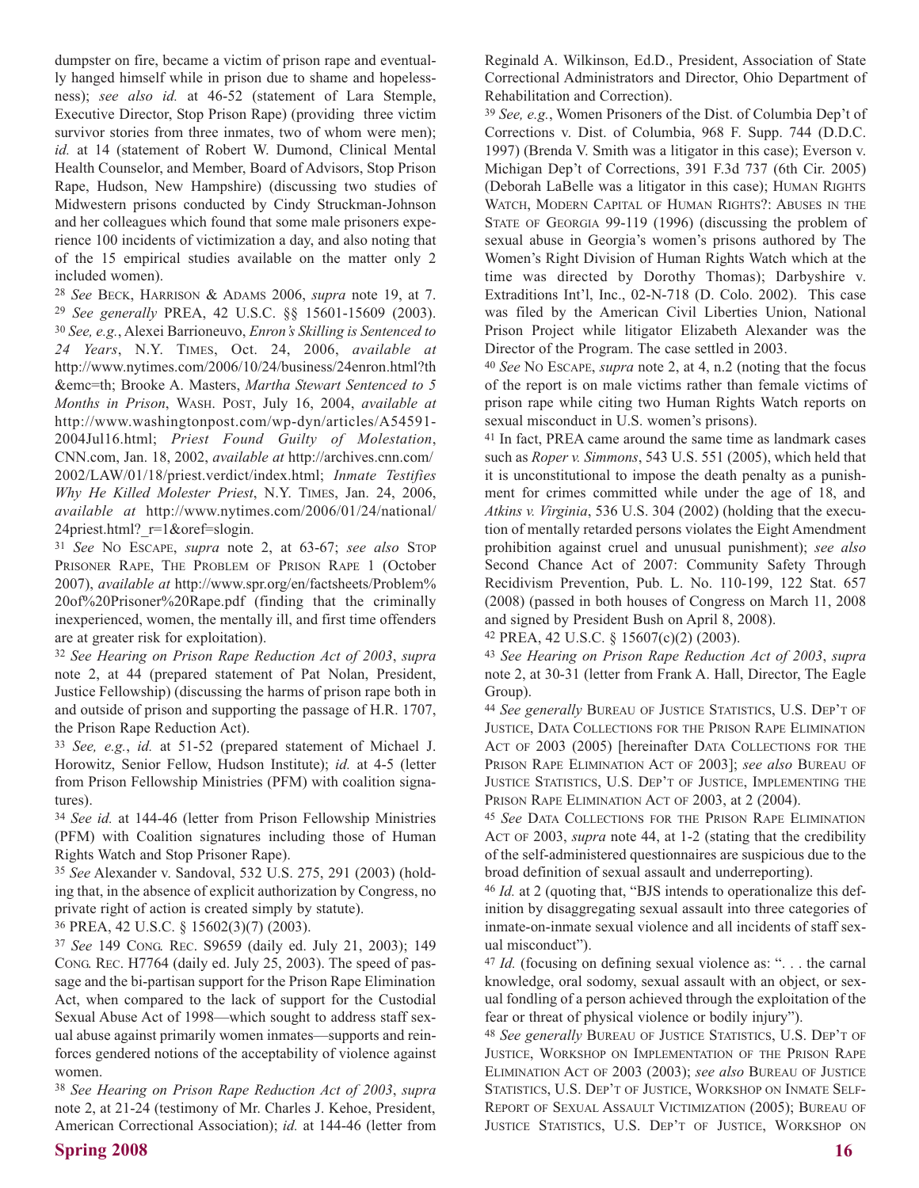dumpster on fire, became a victim of prison rape and eventually hanged himself while in prison due to shame and hopelessness); *see also id.* at 46-52 (statement of Lara Stemple, Executive Director, Stop Prison Rape) (providing three victim survivor stories from three inmates, two of whom were men); *id.* at 14 (statement of Robert W. Dumond, Clinical Mental Health Counselor, and Member, Board of Advisors, Stop Prison Rape, Hudson, New Hampshire) (discussing two studies of Midwestern prisons conducted by Cindy Struckman-Johnson and her colleagues which found that some male prisoners experience 100 incidents of victimization a day, and also noting that of the 15 empirical studies available on the matter only 2 included women).

[28] *See* Beck, Harrison & Adams 2006, *supra* note 19, at 7.

[29] *See generally* PREA, 42 U.S.C. §§ 15601-15609 (2003).

[30] *See, e.g.*, Alexei Barrionuevo, *Enron's Skilling is Sentenced to 24 Years*, N.Y. Times, Oct. 24, 2006, *available at* http://www.nytimes.com/2006/10/24/business/24enron.html?th&emc=th; Brooke A. Masters, *Martha Stewart Sentenced to 5 Months in Prison*, Wash. Post, July 16, 2004, *available at* http://www.washingtonpost.com/wp-dyn/articles/A54591-2004Jul16.html; *Priest Found Guilty of Molestation*, CNN.com, Jan. 18, 2002, *available at* http://archives.cnn.com/2002/LAW/01/18/priest.verdict/index.html; *Inmate Testifies Why He Killed Molester Priest*, N.Y. Times, Jan. 24, 2006, *available at* http://www.nytimes.com/2006/01/24/national/24priest.html?_r=1&oref=slogin.

[31] *See* No Escape, *supra* note 2, at 63-67; *see also* Stop Prisoner Rape, The Problem of Prison Rape 1 (October 2007), *available at* http://www.spr.org/en/factsheets/Problem%20of%20Prisoner%20Rape.pdf (finding that the criminally inexperienced, women, the mentally ill, and first time offenders are at greater risk for exploitation).

[32] *See Hearing on Prison Rape Reduction Act of 2003*, *supra* note 2, at 44 (prepared statement of Pat Nolan, President, Justice Fellowship) (discussing the harms of prison rape both in and outside of prison and supporting the passage of H.R. 1707, the Prison Rape Reduction Act).

[33] *See, e.g.*, *id.* at 51-52 (prepared statement of Michael J. Horowitz, Senior Fellow, Hudson Institute); *id.* at 4-5 (letter from Prison Fellowship Ministries (PFM) with coalition signatures).

[34] *See id.* at 144-46 (letter from Prison Fellowship Ministries (PFM) with Coalition signatures including those of Human Rights Watch and Stop Prisoner Rape).

[35] *See* Alexander v. Sandoval, 532 U.S. 275, 291 (2003) (holding that, in the absence of explicit authorization by Congress, no private right of action is created simply by statute).

[36] PREA, 42 U.S.C. § 15602(3)(7) (2003).

[37] *See* 149 Cong. Rec. S9659 (daily ed. July 21, 2003); 149 Cong. Rec. H7764 (daily ed. July 25, 2003). The speed of passage and the bi-partisan support for the Prison Rape Elimination Act, when compared to the lack of support for the Custodial Sexual Abuse Act of 1998—which sought to address staff sexual abuse against primarily women inmates—supports and reinforces gendered notions of the acceptability of violence against women.

[38] *See Hearing on Prison Rape Reduction Act of 2003*, *supra* note 2, at 21-24 (testimony of Mr. Charles J. Kehoe, President, American Correctional Association); *id.* at 144-46 (letter from Reginald A. Wilkinson, Ed.D., President, Association of State Correctional Administrators and Director, Ohio Department of Rehabilitation and Correction).

[39] *See, e.g.*, Women Prisoners of the Dist. of Columbia Dep't of Corrections v. Dist. of Columbia, 968 F. Supp. 744 (D.D.C. 1997) (Brenda V. Smith was a litigator in this case); Everson v. Michigan Dep't of Corrections, 391 F.3d 737 (6th Cir. 2005) (Deborah LaBelle was a litigator in this case); Human Rights Watch, Modern Capital of Human Rights?: Abuses in the State of Georgia 99-119 (1996) (discussing the problem of sexual abuse in Georgia's women's prisons authored by The Women's Right Division of Human Rights Watch which at the time was directed by Dorothy Thomas); Darbyshire v. Extraditions Int'l, Inc., 02-N-718 (D. Colo. 2002). This case was filed by the American Civil Liberties Union, National Prison Project while litigator Elizabeth Alexander was the Director of the Program. The case settled in 2003.

[40] *See* No Escape, *supra* note 2, at 4, n.2 (noting that the focus of the report is on male victims rather than female victims of prison rape while citing two Human Rights Watch reports on sexual misconduct in U.S. women's prisons).

[41] In fact, PREA came around the same time as landmark cases such as *Roper v. Simmons*, 543 U.S. 551 (2005), which held that it is unconstitutional to impose the death penalty as a punishment for crimes committed while under the age of 18, and *Atkins v. Virginia*, 536 U.S. 304 (2002) (holding that the execution of mentally retarded persons violates the Eight Amendment prohibition against cruel and unusual punishment); *see also* Second Chance Act of 2007: Community Safety Through Recidivism Prevention, Pub. L. No. 110-199, 122 Stat. 657 (2008) (passed in both houses of Congress on March 11, 2008 and signed by President Bush on April 8, 2008).

[42] PREA, 42 U.S.C. § 15607(c)(2) (2003).

[43] *See Hearing on Prison Rape Reduction Act of 2003*, *supra* note 2, at 30-31 (letter from Frank A. Hall, Director, The Eagle Group).

[44] *See generally* Bureau of Justice Statistics, U.S. Dep't of Justice, Data Collections for the Prison Rape Elimination Act of 2003 (2005) [hereinafter Data Collections for the Prison Rape Elimination Act of 2003]; *see also* Bureau of Justice Statistics, U.S. Dep't of Justice, Implementing the Prison Rape Elimination Act of 2003, at 2 (2004).

[45] *See* Data Collections for the Prison Rape Elimination Act of 2003, *supra* note 44, at 1-2 (stating that the credibility of the self-administered questionnaires are suspicious due to the broad definition of sexual assault and underreporting).

[46] *Id.* at 2 (quoting that, "BJS intends to operationalize this definition by disaggregating sexual assault into three categories of inmate-on-inmate sexual violence and all incidents of staff sexual misconduct").

[47] *Id.* (focusing on defining sexual violence as: ". . . the carnal knowledge, oral sodomy, sexual assault with an object, or sexual fondling of a person achieved through the exploitation of the fear or threat of physical violence or bodily injury").

[48] *See generally* Bureau of Justice Statistics, U.S. Dep't of Justice, Workshop on Implementation of the Prison Rape Elimination Act of 2003 (2003); *see also* Bureau of Justice Statistics, U.S. Dep't of Justice, Workshop on Inmate Self-Report of Sexual Assault Victimization (2005); Bureau of Justice Statistics, U.S. Dep't of Justice, Workshop on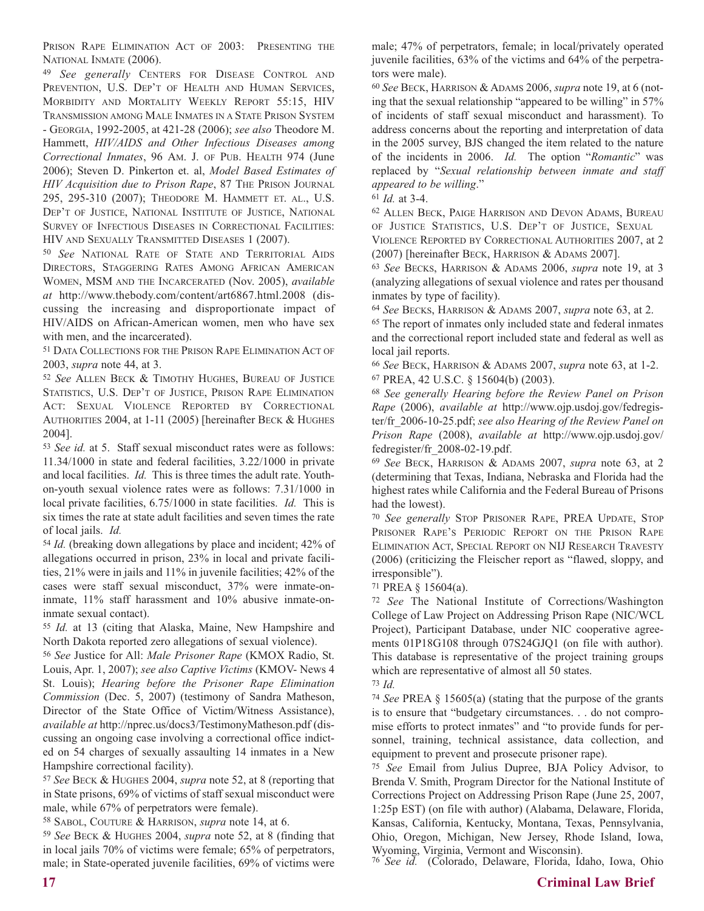Prison Rape Elimination Act of 2003: Presenting the National Inmate (2006).

[49] *See generally* Centers for Disease Control and Prevention, U.S. Dep't of Health and Human Services, Morbidity and Mortality Weekly Report 55:15, HIV Transmission among Male Inmates in a State Prison System - Georgia, 1992-2005, at 421-28 (2006); *see also* Theodore M. Hammett, *HIV/AIDS and Other Infectious Diseases among Correctional Inmates*, 96 Am. J. of Pub. Health 974 (June 2006); Steven D. Pinkerton et. al, *Model Based Estimates of HIV Acquisition due to Prison Rape*, 87 The Prison Journal 295, 295-310 (2007); Theodore M. Hammett et. al., U.S. Dep't of Justice, National Institute of Justice, National Survey of Infectious Diseases in Correctional Facilities: HIV and Sexually Transmitted Diseases 1 (2007).

[50] *See* National Rate of State and Territorial Aids Directors, Staggering Rates Among African American Women, MSM and the Incarcerated (Nov. 2005), *available at* http://www.thebody.com/content/art6867.html.2008 (discussing the increasing and disproportionate impact of HIV/AIDS on African-American women, men who have sex with men, and the incarcerated).

[51] Data Collections for the Prison Rape Elimination Act of 2003, *supra* note 44, at 3.

[52] *See* Allen Beck & Timothy Hughes, Bureau of Justice Statistics, U.S. Dep't of Justice, Prison Rape Elimination Act: Sexual Violence Reported by Correctional Authorities 2004, at 1-11 (2005) [hereinafter Beck & Hughes 2004].

[53] *See id.* at 5. Staff sexual misconduct rates were as follows: 11.34/1000 in state and federal facilities, 3.22/1000 in private and local facilities. *Id.* This is three times the adult rate. Youth-on-youth sexual violence rates were as follows: 7.31/1000 in local private facilities, 6.75/1000 in state facilities. *Id.* This is six times the rate at state adult facilities and seven times the rate of local jails. *Id.*

[54] *Id.* (breaking down allegations by place and incident; 42% of allegations occurred in prison, 23% in local and private facilities, 21% were in jails and 11% in juvenile facilities; 42% of the cases were staff sexual misconduct, 37% were inmate-on-inmate, 11% staff harassment and 10% abusive inmate-on-inmate sexual contact).

[55] *Id.* at 13 (citing that Alaska, Maine, New Hampshire and North Dakota reported zero allegations of sexual violence).

[56] *See* Justice for All: *Male Prisoner Rape* (KMOX Radio, St. Louis, Apr. 1, 2007); *see also Captive Victims* (KMOV- News 4 St. Louis); *Hearing before the Prisoner Rape Elimination Commission* (Dec. 5, 2007) (testimony of Sandra Matheson, Director of the State Office of Victim/Witness Assistance), *available at* http://nprec.us/docs3/TestimonyMatheson.pdf (discussing an ongoing case involving a correctional office indicted on 54 charges of sexually assaulting 14 inmates in a New Hampshire correctional facility).

[57] *See* Beck & Hughes 2004, *supra* note 52, at 8 (reporting that in State prisons, 69% of victims of staff sexual misconduct were male, while 67% of perpetrators were female).

[58] Sabol, Couture & Harrison, *supra* note 14, at 6.

[59] *See* Beck & Hughes 2004, *supra* note 52, at 8 (finding that in local jails 70% of victims were female; 65% of perpetrators, male; in State-operated juvenile facilities, 69% of victims were male; 47% of perpetrators, female; in local/privately operated juvenile facilities, 63% of the victims and 64% of the perpetrators were male).

[60] *See* Beck, Harrison & Adams 2006, *supra* note 19, at 6 (noting that the sexual relationship "appeared to be willing" in 57% of incidents of staff sexual misconduct and harassment). To address concerns about the reporting and interpretation of data in the 2005 survey, BJS changed the item related to the nature of the incidents in 2006. *Id.* The option "*Romantic*" was replaced by "*Sexual relationship between inmate and staff appeared to be willing*."

[61] *Id.* at 3-4.

[62] Allen Beck, Paige Harrison and Devon Adams, Bureau of Justice Statistics, U.S. Dep't of Justice, Sexual Violence Reported by Correctional Authorities 2007, at 2 (2007) [hereinafter Beck, Harrison & Adams 2007].

[63] *See* Becks, Harrison & Adams 2006, *supra* note 19, at 3 (analyzing allegations of sexual violence and rates per thousand inmates by type of facility).

[64] *See* Becks, Harrison & Adams 2007, *supra* note 63, at 2.

[65] The report of inmates only included state and federal inmates and the correctional report included state and federal as well as local jail reports.

[66] *See* Beck, Harrison & Adams 2007, *supra* note 63, at 1-2.

[67] PREA, 42 U.S.C. § 15604(b) (2003).

[68] *See generally Hearing before the Review Panel on Prison Rape* (2006), *available at* http://www.ojp.usdoj.gov/fedregister/fr_2006-10-25.pdf; *see also Hearing of the Review Panel on Prison Rape* (2008), *available at* http://www.ojp.usdoj.gov/fedregister/fr_2008-02-19.pdf.

[69] *See* Beck, Harrison & Adams 2007, *supra* note 63, at 2 (determining that Texas, Indiana, Nebraska and Florida had the highest rates while California and the Federal Bureau of Prisons had the lowest).

[70] *See generally* Stop Prisoner Rape, PREA Update, Stop Prisoner Rape's Periodic Report on the Prison Rape Elimination Act, Special Report on NIJ Research Travesty (2006) (criticizing the Fleischer report as "flawed, sloppy, and irresponsible").

[71] PREA § 15604(a).

[72] *See* The National Institute of Corrections/Washington College of Law Project on Addressing Prison Rape (NIC/WCL Project), Participant Database, under NIC cooperative agreements 01P18G108 through 07S24GJQ1 (on file with author). This database is representative of the project training groups which are representative of almost all 50 states.

[73] *Id.*

[74] *See* PREA § 15605(a) (stating that the purpose of the grants is to ensure that "budgetary circumstances. . . do not compromise efforts to protect inmates" and "to provide funds for personnel, training, technical assistance, data collection, and equipment to prevent and prosecute prisoner rape).

[75] *See* Email from Julius Dupree, BJA Policy Advisor, to Brenda V. Smith, Program Director for the National Institute of Corrections Project on Addressing Prison Rape (June 25, 2007, 1:25p EST) (on file with author) (Alabama, Delaware, Florida, Kansas, California, Kentucky, Montana, Texas, Pennsylvania, Ohio, Oregon, Michigan, New Jersey, Rhode Island, Iowa, Wyoming, Virginia, Vermont and Wisconsin).

[76] *See id.* (Colorado, Delaware, Florida, Idaho, Iowa, Ohio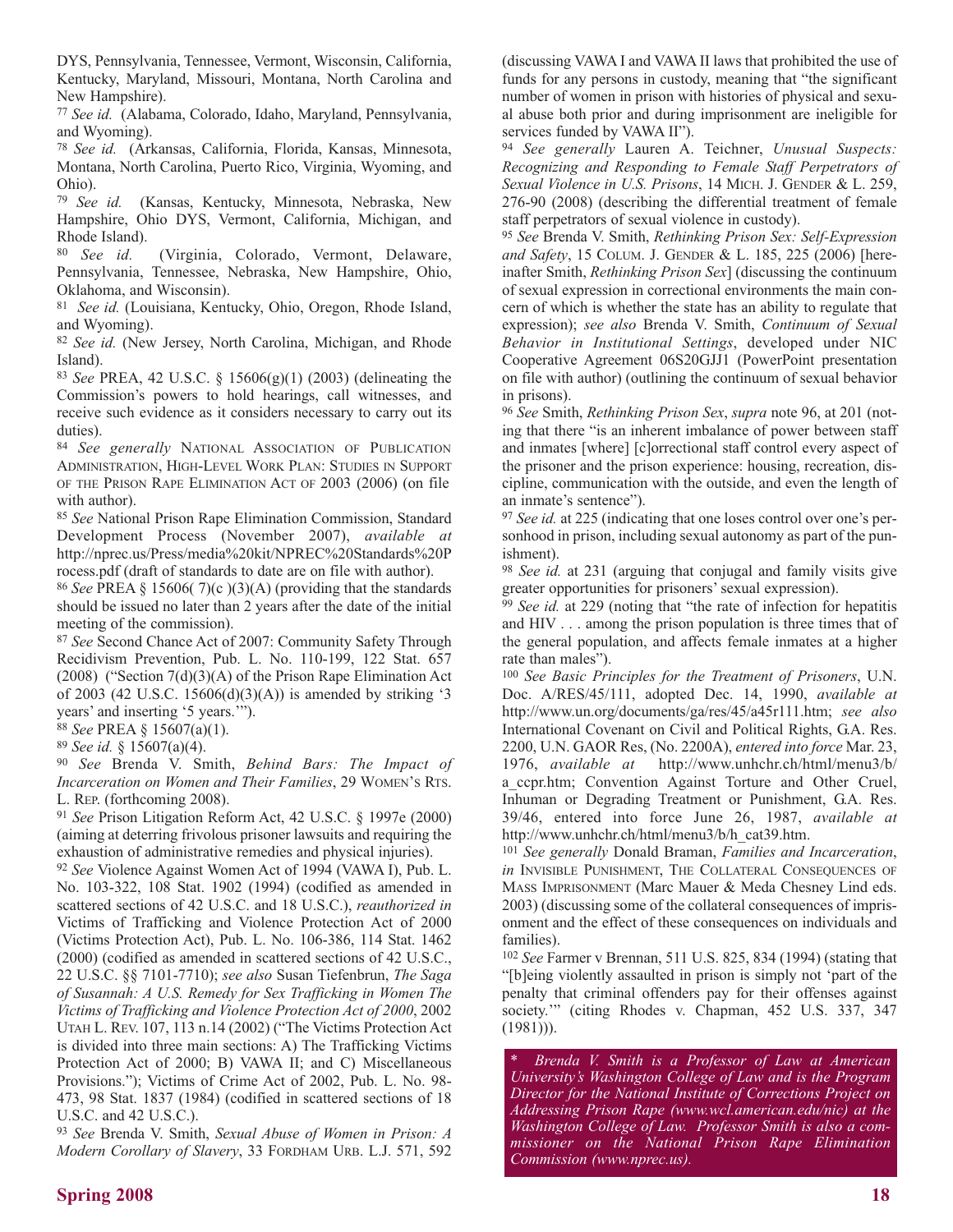DYS, Pennsylvania, Tennessee, Vermont, Wisconsin, California, Kentucky, Maryland, Missouri, Montana, North Carolina and New Hampshire).

[77] *See id.* (Alabama, Colorado, Idaho, Maryland, Pennsylvania, and Wyoming).

[78] *See id.* (Arkansas, California, Florida, Kansas, Minnesota, Montana, North Carolina, Puerto Rico, Virginia, Wyoming, and Ohio).

[79] *See id.* (Kansas, Kentucky, Minnesota, Nebraska, New Hampshire, Ohio DYS, Vermont, California, Michigan, and Rhode Island).

[80] *See id.* (Virginia, Colorado, Vermont, Delaware, Pennsylvania, Tennessee, Nebraska, New Hampshire, Ohio, Oklahoma, and Wisconsin).

[81] *See id.* (Louisiana, Kentucky, Ohio, Oregon, Rhode Island, and Wyoming).

[82] *See id.* (New Jersey, North Carolina, Michigan, and Rhode Island).

[83] *See* PREA, 42 U.S.C. § 15606(g)(1) (2003) (delineating the Commission's powers to hold hearings, call witnesses, and receive such evidence as it considers necessary to carry out its duties).

[84] *See generally* NATIONAL ASSOCIATION OF PUBLICATION ADMINISTRATION, HIGH-LEVEL WORK PLAN: STUDIES IN SUPPORT OF THE PRISON RAPE ELIMINATION ACT OF 2003 (2006) (on file with author).

[85] *See* National Prison Rape Elimination Commission, Standard Development Process (November 2007), *available at* http://nprec.us/Press/media%20kit/NPREC%20Standards%20Process.pdf (draft of standards to date are on file with author).

[86] *See* PREA § 15606( 7)(c )(3)(A) (providing that the standards should be issued no later than 2 years after the date of the initial meeting of the commission).

[87] *See* Second Chance Act of 2007: Community Safety Through Recidivism Prevention, Pub. L. No. 110-199, 122 Stat. 657 (2008) ("Section 7(d)(3)(A) of the Prison Rape Elimination Act of 2003 (42 U.S.C. 15606(d)(3)(A)) is amended by striking '3 years' and inserting '5 years.'").

[88] *See* PREA § 15607(a)(1).

[89] *See id.* § 15607(a)(4).

[90] *See* Brenda V. Smith, *Behind Bars: The Impact of Incarceration on Women and Their Families*, 29 WOMEN'S RTS. L. REP. (forthcoming 2008).

[91] *See* Prison Litigation Reform Act, 42 U.S.C. § 1997e (2000) (aiming at deterring frivolous prisoner lawsuits and requiring the exhaustion of administrative remedies and physical injuries).

[92] *See* Violence Against Women Act of 1994 (VAWA I), Pub. L. No. 103-322, 108 Stat. 1902 (1994) (codified as amended in scattered sections of 42 U.S.C. and 18 U.S.C.), *reauthorized in* Victims of Trafficking and Violence Protection Act of 2000 (Victims Protection Act), Pub. L. No. 106-386, 114 Stat. 1462 (2000) (codified as amended in scattered sections of 42 U.S.C., 22 U.S.C. §§ 7101-7710); *see also* Susan Tiefenbrun, *The Saga of Susannah: A U.S. Remedy for Sex Trafficking in Women The Victims of Trafficking and Violence Protection Act of 2000*, 2002 UTAH L. REV. 107, 113 n.14 (2002) ("The Victims Protection Act is divided into three main sections: A) The Trafficking Victims Protection Act of 2000; B) VAWA II; and C) Miscellaneous Provisions."); Victims of Crime Act of 2002, Pub. L. No. 98-473, 98 Stat. 1837 (1984) (codified in scattered sections of 18 U.S.C. and 42 U.S.C.).

[93] *See* Brenda V. Smith, *Sexual Abuse of Women in Prison: A Modern Corollary of Slavery*, 33 FORDHAM URB. L.J. 571, 592 (discussing VAWA I and VAWA II laws that prohibited the use of funds for any persons in custody, meaning that "the significant number of women in prison with histories of physical and sexual abuse both prior and during imprisonment are ineligible for services funded by VAWA II").

[94] *See generally* Lauren A. Teichner, *Unusual Suspects: Recognizing and Responding to Female Staff Perpetrators of Sexual Violence in U.S. Prisons*, 14 MICH. J. GENDER & L. 259, 276-90 (2008) (describing the differential treatment of female staff perpetrators of sexual violence in custody).

[95] *See* Brenda V. Smith, *Rethinking Prison Sex: Self-Expression and Safety*, 15 COLUM. J. GENDER & L. 185, 225 (2006) [hereinafter Smith, *Rethinking Prison Sex*] (discussing the continuum of sexual expression in correctional environments the main concern of which is whether the state has an ability to regulate that expression); *see also* Brenda V. Smith, *Continuum of Sexual Behavior in Institutional Settings*, developed under NIC Cooperative Agreement 06S20GJJ1 (PowerPoint presentation on file with author) (outlining the continuum of sexual behavior in prisons).

[96] *See* Smith, *Rethinking Prison Sex*, *supra* note 96, at 201 (noting that there "is an inherent imbalance of power between staff and inmates [where] [c]orrectional staff control every aspect of the prisoner and the prison experience: housing, recreation, discipline, communication with the outside, and even the length of an inmate's sentence").

[97] *See id.* at 225 (indicating that one loses control over one's personhood in prison, including sexual autonomy as part of the punishment).

[98] *See id.* at 231 (arguing that conjugal and family visits give greater opportunities for prisoners' sexual expression).

[99] *See id.* at 229 (noting that "the rate of infection for hepatitis and HIV . . . among the prison population is three times that of the general population, and affects female inmates at a higher rate than males").

[100] *See Basic Principles for the Treatment of Prisoners*, U.N. Doc. A/RES/45/111, adopted Dec. 14, 1990, *available at* http://www.un.org/documents/ga/res/45/a45r111.htm; *see also* International Covenant on Civil and Political Rights, G.A. Res. 2200, U.N. GAOR Res, (No. 2200A), *entered into force* Mar. 23, 1976, *available at* http://www.unhchr.ch/html/menu3/b/a_ccpr.htm; Convention Against Torture and Other Cruel, Inhuman or Degrading Treatment or Punishment, G.A. Res. 39/46, entered into force June 26, 1987, *available at* http://www.unhchr.ch/html/menu3/b/h_cat39.htm.

[101] *See generally* Donald Braman, *Families and Incarceration*, *in* INVISIBLE PUNISHMENT, THE COLLATERAL CONSEQUENCES OF MASS IMPRISONMENT (Marc Mauer & Meda Chesney Lind eds. 2003) (discussing some of the collateral consequences of imprisonment and the effect of these consequences on individuals and families).

[102] *See* Farmer v Brennan, 511 U.S. 825, 834 (1994) (stating that "[b]eing violently assaulted in prison is simply not 'part of the penalty that criminal offenders pay for their offenses against society.'" (citing Rhodes v. Chapman, 452 U.S. 337, 347 (1981))).

*\* Brenda V. Smith is a Professor of Law at American University's Washington College of Law and is the Program Director for the National Institute of Corrections Project on Addressing Prison Rape (www.wcl.american.edu/nic) at the Washington College of Law. Professor Smith is also a commissioner on the National Prison Rape Elimination Commission (www.nprec.us).*